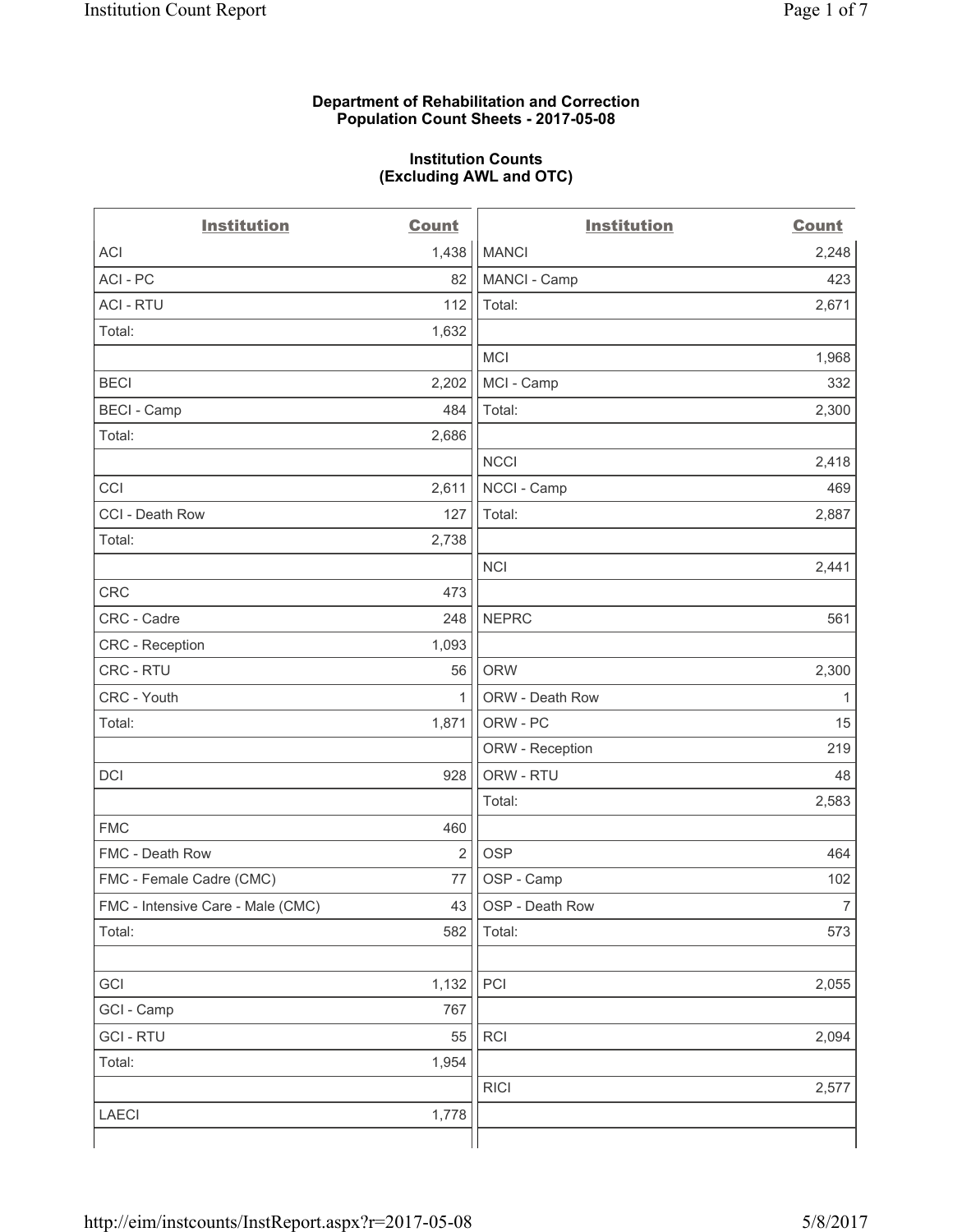**Department of Rehabilitation and Correction**
**Population Count Sheets - 2017-05-08**

**Institution Counts**
**(Excluding AWL and OTC)**

| Institution | Count | Institution | Count |
|---|---|---|---|
| ACI | 1,438 | MANCI | 2,248 |
| ACI - PC | 82 | MANCI - Camp | 423 |
| ACI - RTU | 112 | Total: | 2,671 |
| Total: | 1,632 | | |
| | | MCI | 1,968 |
| BECI | 2,202 | MCI - Camp | 332 |
| BECI - Camp | 484 | Total: | 2,300 |
| Total: | 2,686 | | |
| | | NCCI | 2,418 |
| CCI | 2,611 | NCCI - Camp | 469 |
| CCI - Death Row | 127 | Total: | 2,887 |
| Total: | 2,738 | | |
| | | NCI | 2,441 |
| CRC | 473 | | |
| CRC - Cadre | 248 | NEPRC | 561 |
| CRC - Reception | 1,093 | | |
| CRC - RTU | 56 | ORW | 2,300 |
| CRC - Youth | 1 | ORW - Death Row | 1 |
| Total: | 1,871 | ORW - PC | 15 |
| | | ORW - Reception | 219 |
| DCI | 928 | ORW - RTU | 48 |
| | | Total: | 2,583 |
| FMC | 460 | | |
| FMC - Death Row | 2 | OSP | 464 |
| FMC - Female Cadre (CMC) | 77 | OSP - Camp | 102 |
| FMC - Intensive Care - Male (CMC) | 43 | OSP - Death Row | 7 |
| Total: | 582 | Total: | 573 |
| | | | |
| GCI | 1,132 | PCI | 2,055 |
| GCI - Camp | 767 | | |
| GCI - RTU | 55 | RCI | 2,094 |
| Total: | 1,954 | | |
| | | RICI | 2,577 |
| LAECI | 1,778 | | |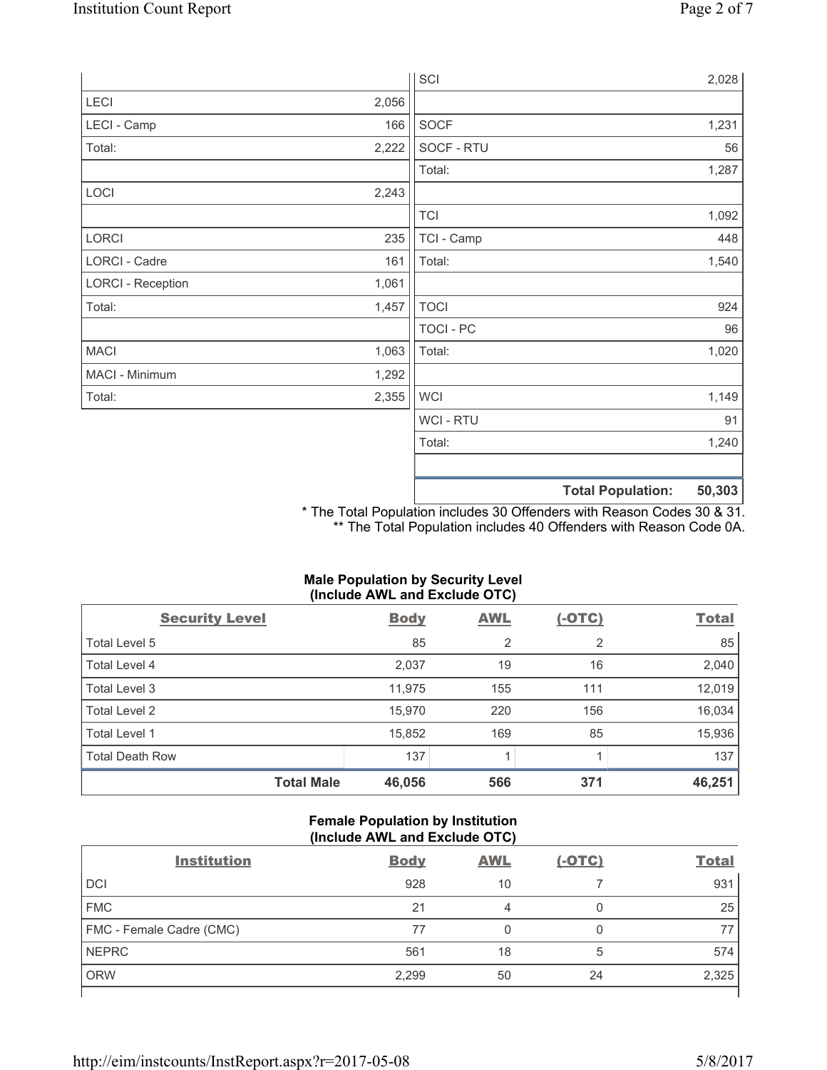| | |
|---|---|
| LECI | 2,056 |
| LECI - Camp | 166 |
| Total: | 2,222 |
| | |
| LOCI | 2,243 |
| | |
| LORCI | 235 |
| LORCI - Cadre | 161 |
| LORCI - Reception | 1,061 |
| Total: | 1,457 |
| | |
| MACI | 1,063 |
| MACI - Minimum | 1,292 |
| Total: | 2,355 |

| | |
|---|---|
| SCI | 2,028 |
| | |
| SOCF | 1,231 |
| SOCF - RTU | 56 |
| Total: | 1,287 |
| | |
| TCI | 1,092 |
| TCI - Camp | 448 |
| Total: | 1,540 |
| | |
| TOCI | 924 |
| TOCI - PC | 96 |
| Total: | 1,020 |
| | |
| WCI | 1,149 |
| WCI - RTU | 91 |
| Total: | 1,240 |
| | |
| **Total Population:** | **50,303** |

* The Total Population includes 30 Offenders with Reason Codes 30 & 31.
** The Total Population includes 40 Offenders with Reason Code 0A.

**Male Population by Security Level (Include AWL and Exclude OTC)**

| Security Level | Body | AWL | (-OTC) | Total |
|---|---|---|---|---|
| Total Level 5 | 85 | 2 | 2 | 85 |
| Total Level 4 | 2,037 | 19 | 16 | 2,040 |
| Total Level 3 | 11,975 | 155 | 111 | 12,019 |
| Total Level 2 | 15,970 | 220 | 156 | 16,034 |
| Total Level 1 | 15,852 | 169 | 85 | 15,936 |
| Total Death Row | 137 | 1 | 1 | 137 |
| **Total Male** | **46,056** | **566** | **371** | **46,251** |

**Female Population by Institution (Include AWL and Exclude OTC)**

| Institution | Body | AWL | (-OTC) | Total |
|---|---|---|---|---|
| DCI | 928 | 10 | 7 | 931 |
| FMC | 21 | 4 | 0 | 25 |
| FMC - Female Cadre (CMC) | 77 | 0 | 0 | 77 |
| NEPRC | 561 | 18 | 5 | 574 |
| ORW | 2,299 | 50 | 24 | 2,325 |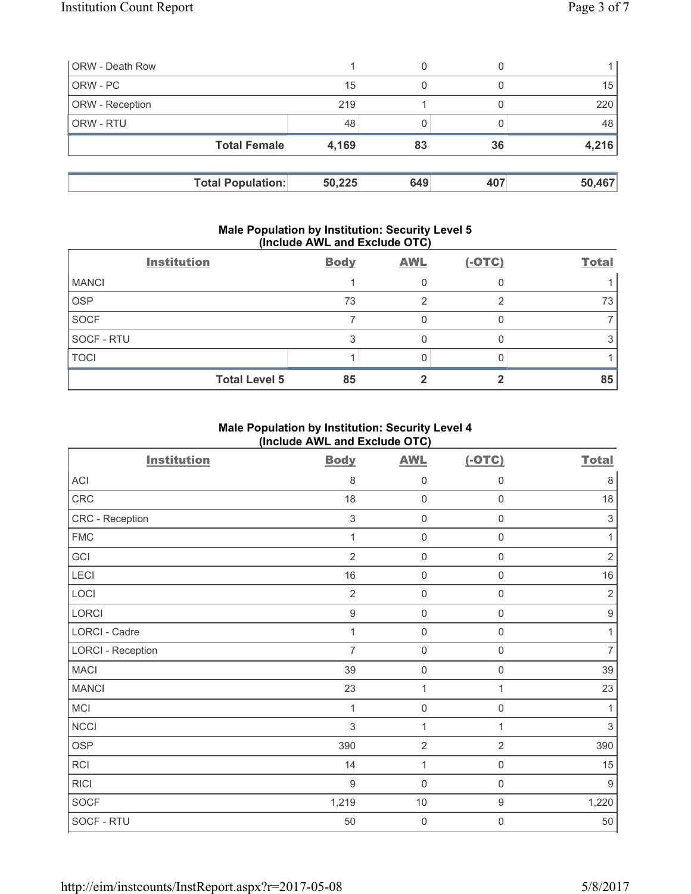| | | | | |
|---|---|---|---|---|
| ORW - Death Row | 1 | 0 | 0 | 1 |
| ORW - PC | 15 | 0 | 0 | 15 |
| ORW - Reception | 219 | 1 | 0 | 220 |
| ORW - RTU | 48 | 0 | 0 | 48 |
| **Total Female** | **4,169** | **83** | **36** | **4,216** |

| | | | | |
|---|---|---|---|---|
| **Total Population:** | **50,225** | **649** | **407** | **50,467** |

### Male Population by Institution: Security Level 5 (Include AWL and Exclude OTC)

| Institution | Body | AWL | (-OTC) | Total |
|---|---|---|---|---|
| MANCI | 1 | 0 | 0 | 1 |
| OSP | 73 | 2 | 2 | 73 |
| SOCF | 7 | 0 | 0 | 7 |
| SOCF - RTU | 3 | 0 | 0 | 3 |
| TOCI | 1 | 0 | 0 | 1 |
| **Total Level 5** | **85** | **2** | **2** | **85** |

### Male Population by Institution: Security Level 4 (Include AWL and Exclude OTC)

| Institution | Body | AWL | (-OTC) | Total |
|---|---|---|---|---|
| ACI | 8 | 0 | 0 | 8 |
| CRC | 18 | 0 | 0 | 18 |
| CRC - Reception | 3 | 0 | 0 | 3 |
| FMC | 1 | 0 | 0 | 1 |
| GCI | 2 | 0 | 0 | 2 |
| LECI | 16 | 0 | 0 | 16 |
| LOCI | 2 | 0 | 0 | 2 |
| LORCI | 9 | 0 | 0 | 9 |
| LORCI - Cadre | 1 | 0 | 0 | 1 |
| LORCI - Reception | 7 | 0 | 0 | 7 |
| MACI | 39 | 0 | 0 | 39 |
| MANCI | 23 | 1 | 1 | 23 |
| MCI | 1 | 0 | 0 | 1 |
| NCCI | 3 | 1 | 1 | 3 |
| OSP | 390 | 2 | 2 | 390 |
| RCI | 14 | 1 | 0 | 15 |
| RICI | 9 | 0 | 0 | 9 |
| SOCF | 1,219 | 10 | 9 | 1,220 |
| SOCF - RTU | 50 | 0 | 0 | 50 |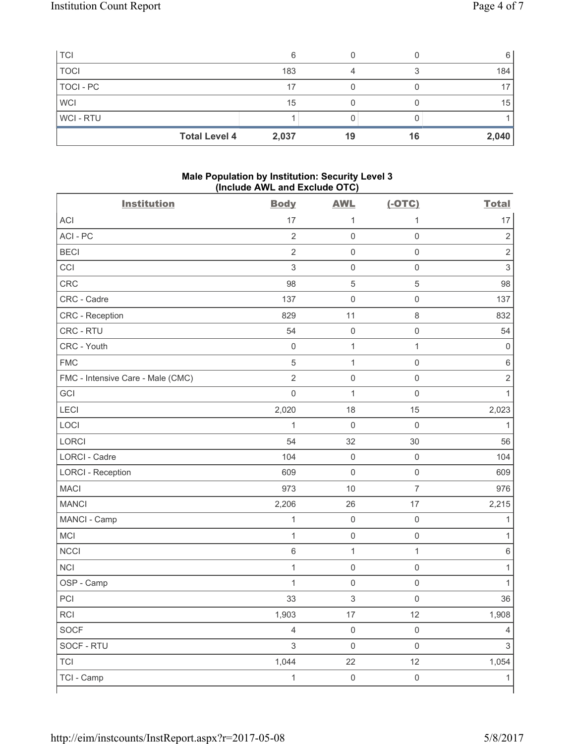| TCI | 6 | 0 | 0 | 6 |
|---|---|---|---|---|
| TOCI | 183 | 4 | 3 | 184 |
| TOCI - PC | 17 | 0 | 0 | 17 |
| WCI | 15 | 0 | 0 | 15 |
| WCI - RTU | 1 | 0 | 0 | 1 |
| **Total Level 4** | **2,037** | **19** | **16** | **2,040** |

### Male Population by Institution: Security Level 3
### (Include AWL and Exclude OTC)

| Institution | Body | AWL | (-OTC) | Total |
|---|---|---|---|---|
| ACI | 17 | 1 | 1 | 17 |
| ACI - PC | 2 | 0 | 0 | 2 |
| BECI | 2 | 0 | 0 | 2 |
| CCI | 3 | 0 | 0 | 3 |
| CRC | 98 | 5 | 5 | 98 |
| CRC - Cadre | 137 | 0 | 0 | 137 |
| CRC - Reception | 829 | 11 | 8 | 832 |
| CRC - RTU | 54 | 0 | 0 | 54 |
| CRC - Youth | 0 | 1 | 1 | 0 |
| FMC | 5 | 1 | 0 | 6 |
| FMC - Intensive Care - Male (CMC) | 2 | 0 | 0 | 2 |
| GCI | 0 | 1 | 0 | 1 |
| LECI | 2,020 | 18 | 15 | 2,023 |
| LOCI | 1 | 0 | 0 | 1 |
| LORCI | 54 | 32 | 30 | 56 |
| LORCI - Cadre | 104 | 0 | 0 | 104 |
| LORCI - Reception | 609 | 0 | 0 | 609 |
| MACI | 973 | 10 | 7 | 976 |
| MANCI | 2,206 | 26 | 17 | 2,215 |
| MANCI - Camp | 1 | 0 | 0 | 1 |
| MCI | 1 | 0 | 0 | 1 |
| NCCI | 6 | 1 | 1 | 6 |
| NCI | 1 | 0 | 0 | 1 |
| OSP - Camp | 1 | 0 | 0 | 1 |
| PCI | 33 | 3 | 0 | 36 |
| RCI | 1,903 | 17 | 12 | 1,908 |
| SOCF | 4 | 0 | 0 | 4 |
| SOCF - RTU | 3 | 0 | 0 | 3 |
| TCI | 1,044 | 22 | 12 | 1,054 |
| TCI - Camp | 1 | 0 | 0 | 1 |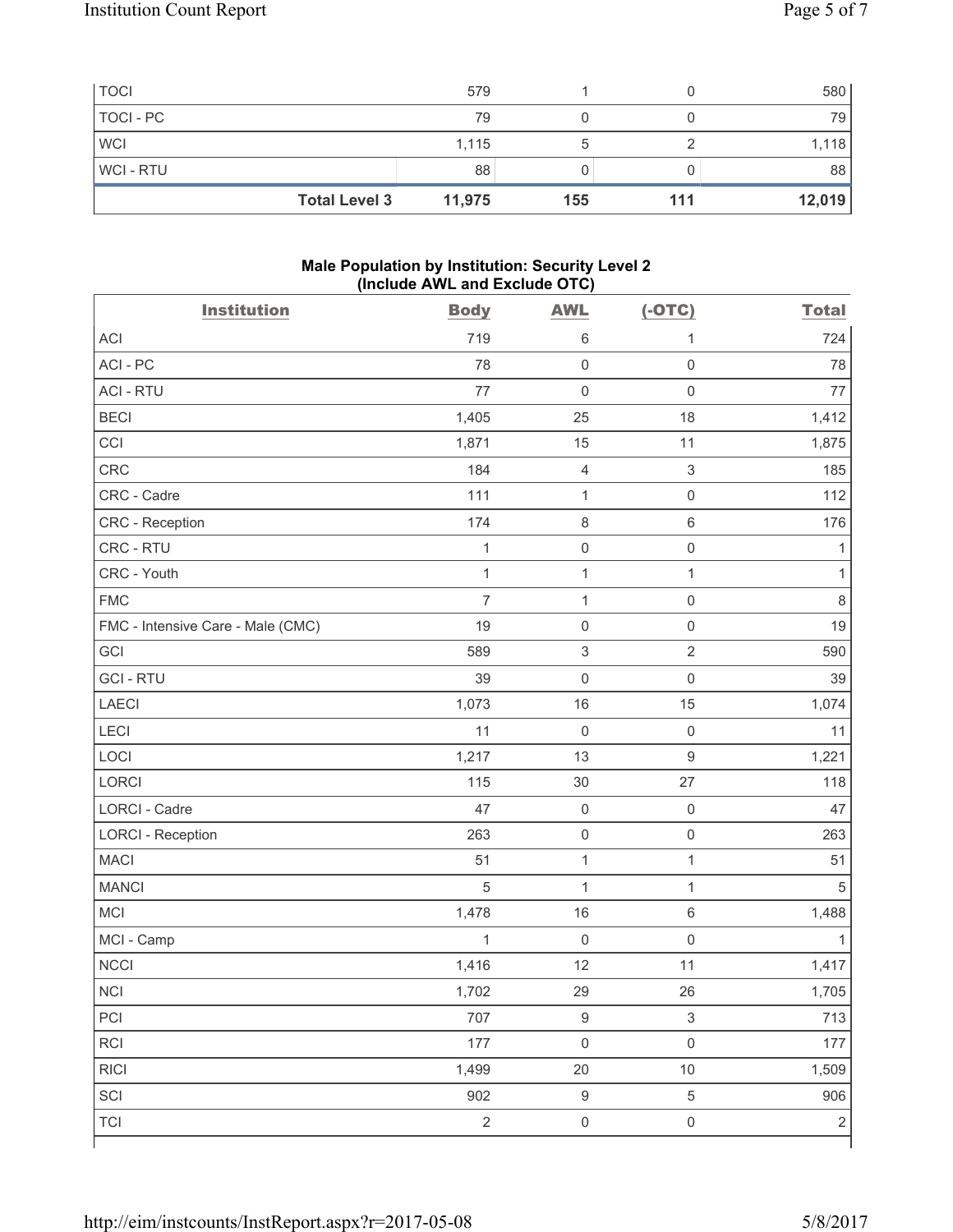| | Body | AWL | (-OTC) | Total |
|---|---|---|---|---|
| TOCI | 579 | 1 | 0 | 580 |
| TOCI - PC | 79 | 0 | 0 | 79 |
| WCI | 1,115 | 5 | 2 | 1,118 |
| WCI - RTU | 88 | 0 | 0 | 88 |
| **Total Level 3** | **11,975** | **155** | **111** | **12,019** |

**Male Population by Institution: Security Level 2 (Include AWL and Exclude OTC)**

| Institution | Body | AWL | (-OTC) | Total |
|---|---|---|---|---|
| ACI | 719 | 6 | 1 | 724 |
| ACI - PC | 78 | 0 | 0 | 78 |
| ACI - RTU | 77 | 0 | 0 | 77 |
| BECI | 1,405 | 25 | 18 | 1,412 |
| CCI | 1,871 | 15 | 11 | 1,875 |
| CRC | 184 | 4 | 3 | 185 |
| CRC - Cadre | 111 | 1 | 0 | 112 |
| CRC - Reception | 174 | 8 | 6 | 176 |
| CRC - RTU | 1 | 0 | 0 | 1 |
| CRC - Youth | 1 | 1 | 1 | 1 |
| FMC | 7 | 1 | 0 | 8 |
| FMC - Intensive Care - Male (CMC) | 19 | 0 | 0 | 19 |
| GCI | 589 | 3 | 2 | 590 |
| GCI - RTU | 39 | 0 | 0 | 39 |
| LAECI | 1,073 | 16 | 15 | 1,074 |
| LECI | 11 | 0 | 0 | 11 |
| LOCI | 1,217 | 13 | 9 | 1,221 |
| LORCI | 115 | 30 | 27 | 118 |
| LORCI - Cadre | 47 | 0 | 0 | 47 |
| LORCI - Reception | 263 | 0 | 0 | 263 |
| MACI | 51 | 1 | 1 | 51 |
| MANCI | 5 | 1 | 1 | 5 |
| MCI | 1,478 | 16 | 6 | 1,488 |
| MCI - Camp | 1 | 0 | 0 | 1 |
| NCCI | 1,416 | 12 | 11 | 1,417 |
| NCI | 1,702 | 29 | 26 | 1,705 |
| PCI | 707 | 9 | 3 | 713 |
| RCI | 177 | 0 | 0 | 177 |
| RICI | 1,499 | 20 | 10 | 1,509 |
| SCI | 902 | 9 | 5 | 906 |
| TCI | 2 | 0 | 0 | 2 |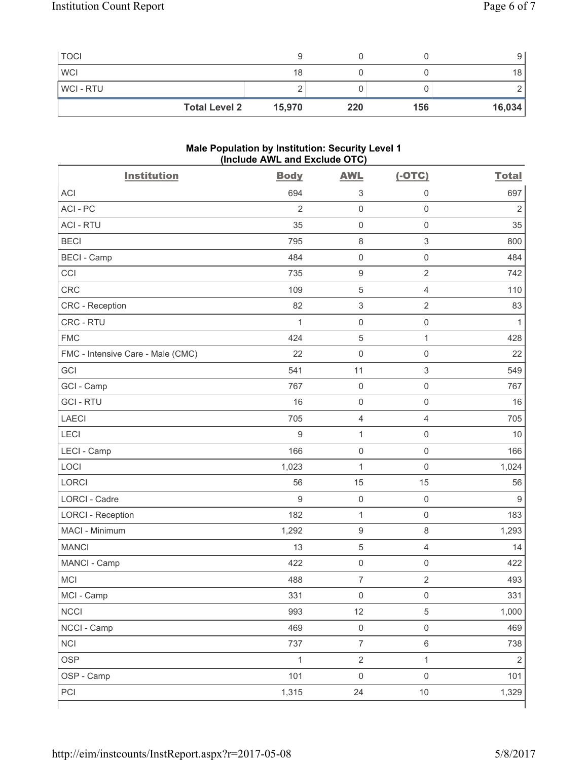| TOCI | 9 | 0 | 0 | 9 |
|---|---|---|---|---|
| WCI | 18 | 0 | 0 | 18 |
| WCI - RTU | 2 | 0 | 0 | 2 |
| **Total Level 2** | **15,970** | **220** | **156** | **16,034** |

### Male Population by Institution: Security Level 1 (Include AWL and Exclude OTC)

| Institution | Body | AWL | (-OTC) | Total |
|---|---|---|---|---|
| ACI | 694 | 3 | 0 | 697 |
| ACI - PC | 2 | 0 | 0 | 2 |
| ACI - RTU | 35 | 0 | 0 | 35 |
| BECI | 795 | 8 | 3 | 800 |
| BECI - Camp | 484 | 0 | 0 | 484 |
| CCI | 735 | 9 | 2 | 742 |
| CRC | 109 | 5 | 4 | 110 |
| CRC - Reception | 82 | 3 | 2 | 83 |
| CRC - RTU | 1 | 0 | 0 | 1 |
| FMC | 424 | 5 | 1 | 428 |
| FMC - Intensive Care - Male (CMC) | 22 | 0 | 0 | 22 |
| GCI | 541 | 11 | 3 | 549 |
| GCI - Camp | 767 | 0 | 0 | 767 |
| GCI - RTU | 16 | 0 | 0 | 16 |
| LAECI | 705 | 4 | 4 | 705 |
| LECI | 9 | 1 | 0 | 10 |
| LECI - Camp | 166 | 0 | 0 | 166 |
| LOCI | 1,023 | 1 | 0 | 1,024 |
| LORCI | 56 | 15 | 15 | 56 |
| LORCI - Cadre | 9 | 0 | 0 | 9 |
| LORCI - Reception | 182 | 1 | 0 | 183 |
| MACI - Minimum | 1,292 | 9 | 8 | 1,293 |
| MANCI | 13 | 5 | 4 | 14 |
| MANCI - Camp | 422 | 0 | 0 | 422 |
| MCI | 488 | 7 | 2 | 493 |
| MCI - Camp | 331 | 0 | 0 | 331 |
| NCCI | 993 | 12 | 5 | 1,000 |
| NCCI - Camp | 469 | 0 | 0 | 469 |
| NCI | 737 | 7 | 6 | 738 |
| OSP | 1 | 2 | 1 | 2 |
| OSP - Camp | 101 | 0 | 0 | 101 |
| PCI | 1,315 | 24 | 10 | 1,329 |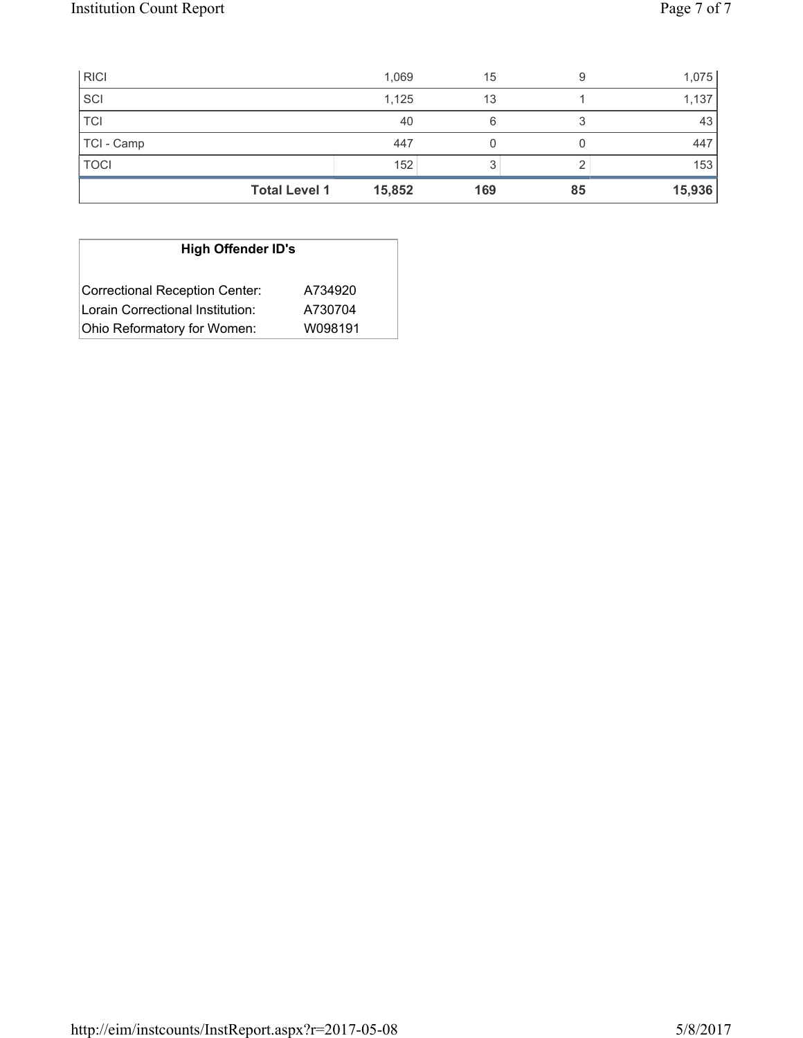| | | | | |
|---|---|---|---|---|
| RICI | 1,069 | 15 | 9 | 1,075 |
| SCI | 1,125 | 13 | 1 | 1,137 |
| TCI | 40 | 6 | 3 | 43 |
| TCI - Camp | 447 | 0 | 0 | 447 |
| TOCI | 152 | 3 | 2 | 153 |
| **Total Level 1** | **15,852** | **169** | **85** | **15,936** |

| High Offender ID's | |
|---|---|
| Correctional Reception Center: | A734920 |
| Lorain Correctional Institution: | A730704 |
| Ohio Reformatory for Women: | W098191 |